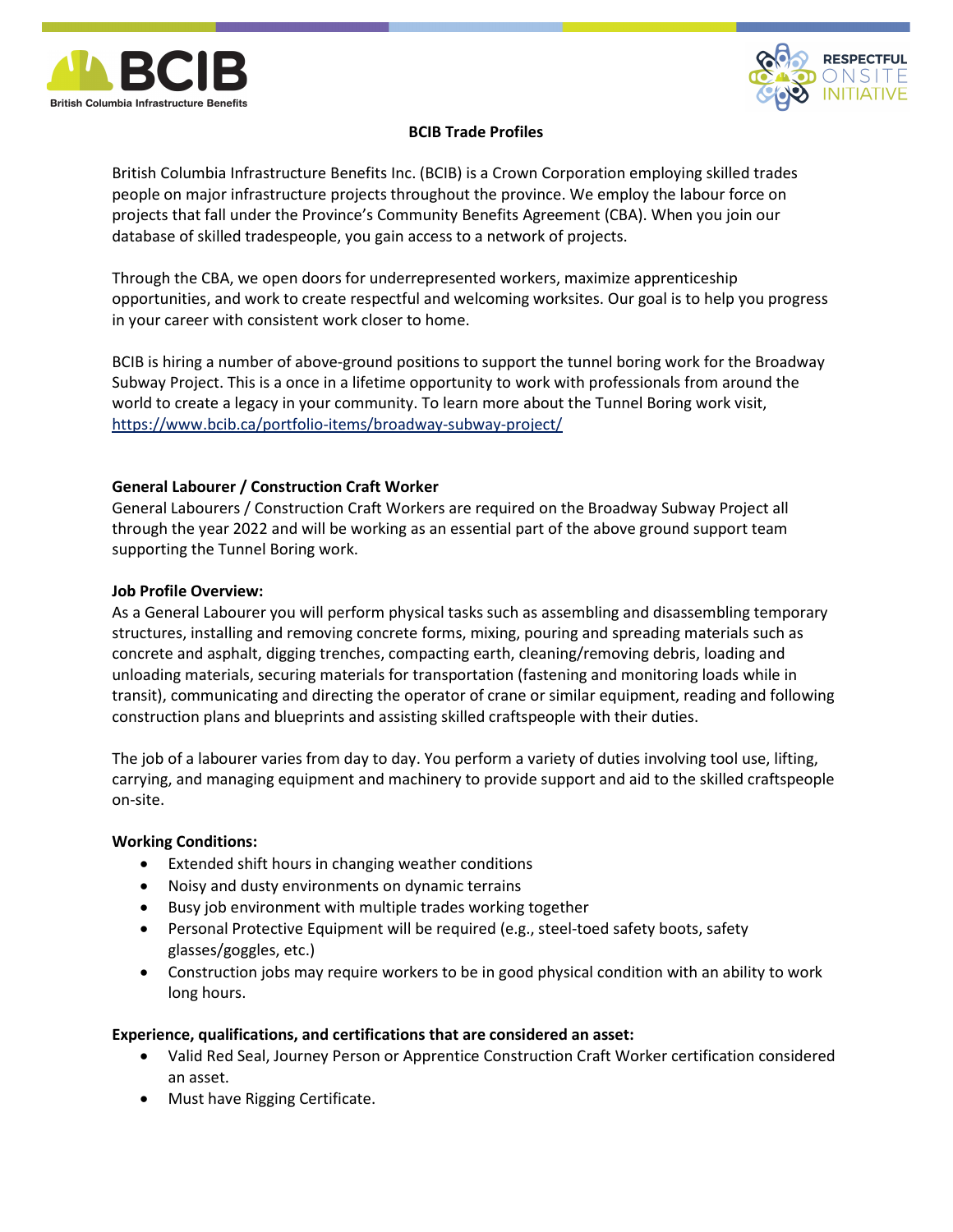# BCIB Trade Profiles

British Columbia Infrastructure Benefits Inc. (BCIB) is a Crown Corporation employing skilled trades people on major infrastructure projects throughout the province. We employ the labour force on projects that fall under the Province's Community Benefits Agreement (CBA). When you join our database of skilled tradespeople, you gain access to a network of projects.

Through the CBA, we open doors for underrepresented workers, maximize apprenticeship opportunities, and work to create respectful and welcoming worksites. Our goal is to help you progress in your career with consistent work closer to home.

BCIB is hiring a number of above-ground positions to support the tunnel boring work for the Broadway Subway Project. This is a once in a lifetime opportunity to work with professionals from around the world to create a legacy in your community. To learn more about the Tunnel Boring work visit, [https://www.bcib.ca/portfolio-items/broadway-subway-project/](https://www.bcib.ca/portfolio-items/broadway-subway-project/)

## General Labourer / Construction Craft Worker

General Labourers / Construction Craft Workers are required on the Broadway Subway Project all through the year 2022 and will be working as an essential part of the above ground support team supporting the Tunnel Boring work.

### Job Profile Overview:

As a General Labourer you will perform physical tasks such as assembling and disassembling temporary structures, installing and removing concrete forms, mixing, pouring and spreading materials such as concrete and asphalt, digging trenches, compacting earth, cleaning/removing debris, loading and unloading materials, securing materials for transportation (fastening and monitoring loads while in transit), communicating and directing the operator of crane or similar equipment, reading and following construction plans and blueprints and assisting skilled craftspeople with their duties.

The job of a labourer varies from day to day. You perform a variety of duties involving tool use, lifting, carrying, and managing equipment and machinery to provide support and aid to the skilled craftspeople on-site.

### Working Conditions:

- Extended shift hours in changing weather conditions
- Noisy and dusty environments on dynamic terrains
- Busy job environment with multiple trades working together
- Personal Protective Equipment will be required (e.g., steel-toed safety boots, safety glasses/goggles, etc.)
- Construction jobs may require workers to be in good physical condition with an ability to work long hours.

### Experience, qualifications, and certifications that are considered an asset:

- Valid Red Seal, Journey Person or Apprentice Construction Craft Worker certification considered an asset.
- Must have Rigging Certificate.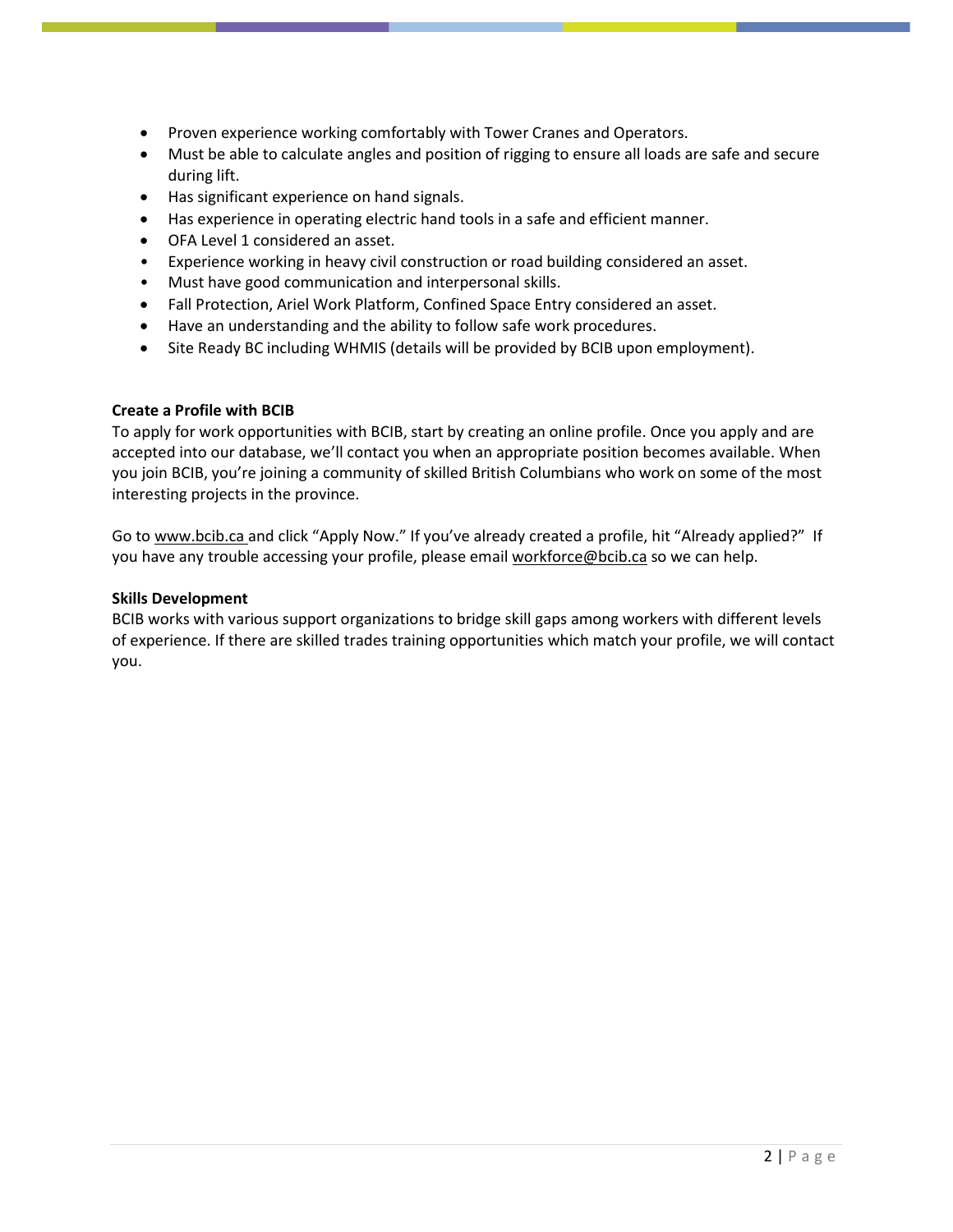- Proven experience working comfortably with Tower Cranes and Operators.
- Must be able to calculate angles and position of rigging to ensure all loads are safe and secure during lift.
- Has significant experience on hand signals.
- Has experience in operating electric hand tools in a safe and efficient manner.
- OFA Level 1 considered an asset.
- Experience working in heavy civil construction or road building considered an asset.
- Must have good communication and interpersonal skills.
- Fall Protection, Ariel Work Platform, Confined Space Entry considered an asset.
- Have an understanding and the ability to follow safe work procedures.
- Site Ready BC including WHMIS (details will be provided by BCIB upon employment).

**Create a Profile with BCIB**

To apply for work opportunities with BCIB, start by creating an online profile. Once you apply and are accepted into our database, we'll contact you when an appropriate position becomes available. When you join BCIB, you're joining a community of skilled British Columbians who work on some of the most interesting projects in the province.

Go to www.bcib.ca and click "Apply Now." If you've already created a profile, hit "Already applied?" If you have any trouble accessing your profile, please email workforce@bcib.ca so we can help.

**Skills Development**

BCIB works with various support organizations to bridge skill gaps among workers with different levels of experience. If there are skilled trades training opportunities which match your profile, we will contact you.